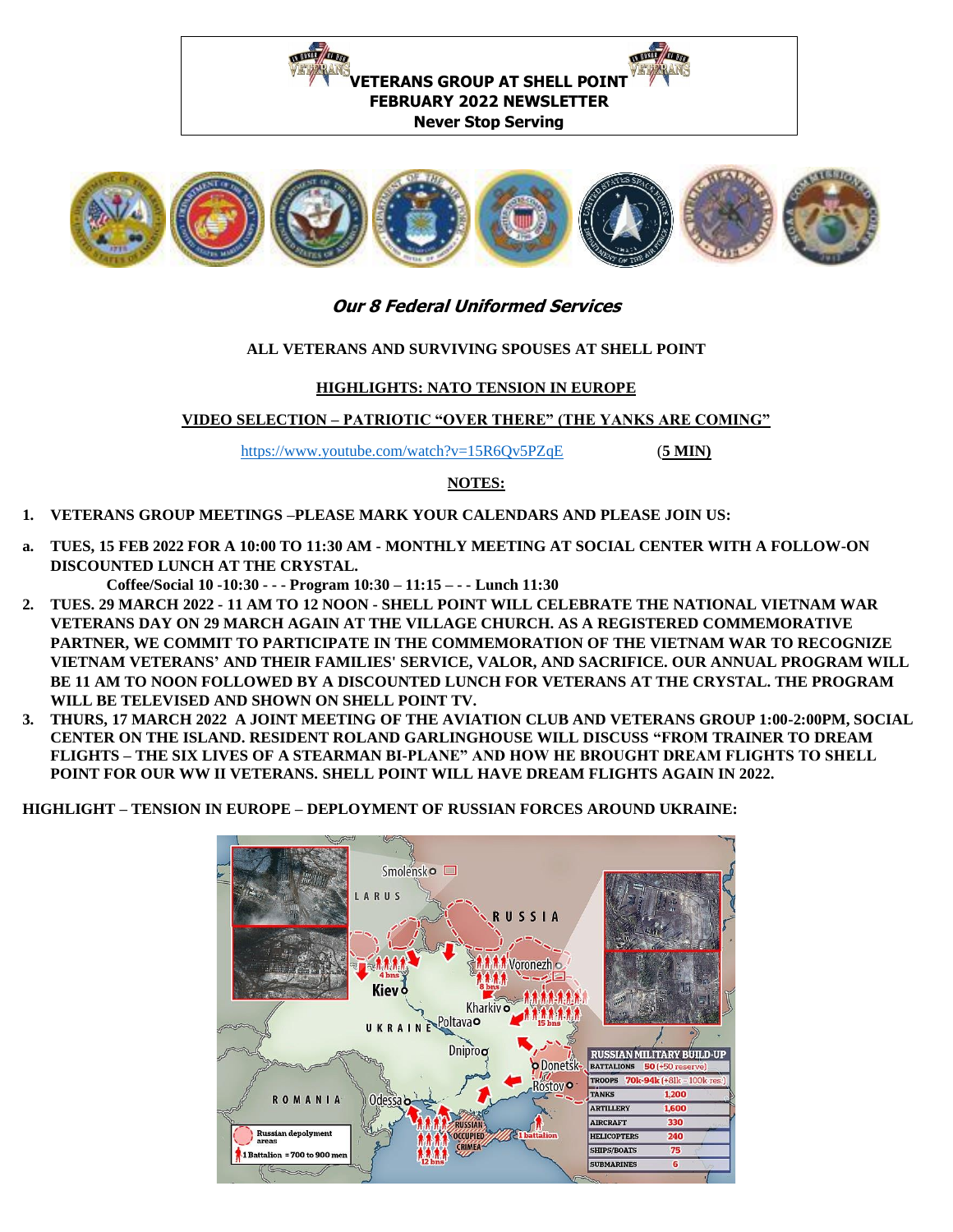**VETERANS GROUP AT SHELL POINT**
**FEBRUARY 2022 NEWSLETTER**
**Never Stop Serving**

***Our 8 Federal Uniformed Services***

**ALL VETERANS AND SURVIVING SPOUSES AT SHELL POINT**

**HIGHLIGHTS: NATO TENSION IN EUROPE**

**VIDEO SELECTION – PATRIOTIC "OVER THERE" (THE YANKS ARE COMING"**

https://www.youtube.com/watch?v=15R6Qv5PZqE (**5 MIN)**

**NOTES:**

1. **VETERANS GROUP MEETINGS –PLEASE MARK YOUR CALENDARS AND PLEASE JOIN US:**

a. **TUES, 15 FEB 2022 FOR A 10:00 TO 11:30 AM - MONTHLY MEETING AT SOCIAL CENTER WITH A FOLLOW-ON DISCOUNTED LUNCH AT THE CRYSTAL.**
   **Coffee/Social 10 -10:30 - - - Program 10:30 – 11:15 – - - Lunch 11:30**

2. **TUES. 29 MARCH 2022 - 11 AM TO 12 NOON - SHELL POINT WILL CELEBRATE THE NATIONAL VIETNAM WAR VETERANS DAY ON 29 MARCH AGAIN AT THE VILLAGE CHURCH. AS A REGISTERED COMMEMORATIVE PARTNER, WE COMMIT TO PARTICIPATE IN THE COMMEMORATION OF THE VIETNAM WAR TO RECOGNIZE VIETNAM VETERANS' AND THEIR FAMILIES' SERVICE, VALOR, AND SACRIFICE. OUR ANNUAL PROGRAM WILL BE 11 AM TO NOON FOLLOWED BY A DISCOUNTED LUNCH FOR VETERANS AT THE CRYSTAL. THE PROGRAM WILL BE TELEVISED AND SHOWN ON SHELL POINT TV.**

3. **THURS, 17 MARCH 2022 A JOINT MEETING OF THE AVIATION CLUB AND VETERANS GROUP 1:00-2:00PM, SOCIAL CENTER ON THE ISLAND. RESIDENT ROLAND GARLINGHOUSE WILL DISCUSS "FROM TRAINER TO DREAM FLIGHTS – THE SIX LIVES OF A STEARMAN BI-PLANE" AND HOW HE BROUGHT DREAM FLIGHTS TO SHELL POINT FOR OUR WW II VETERANS. SHELL POINT WILL HAVE DREAM FLIGHTS AGAIN IN 2022.**

**HIGHLIGHT – TENSION IN EUROPE – DEPLOYMENT OF RUSSIAN FORCES AROUND UKRAINE:**

| RUSSIAN MILITARY BUILD-UP | |
|---|---|
| BATTALIONS | 50 (+50 reserve) |
| TROOPS | 70k-94k (+81k – 100k res.) |
| TANKS | 1,200 |
| ARTILLERY | 1,600 |
| AIRCRAFT | 330 |
| HELICOPTERS | 240 |
| SHIPS/BOATS | 75 |
| SUBMARINES | 6 |

Russian deployment areas
1 Battalion = 700 to 900 men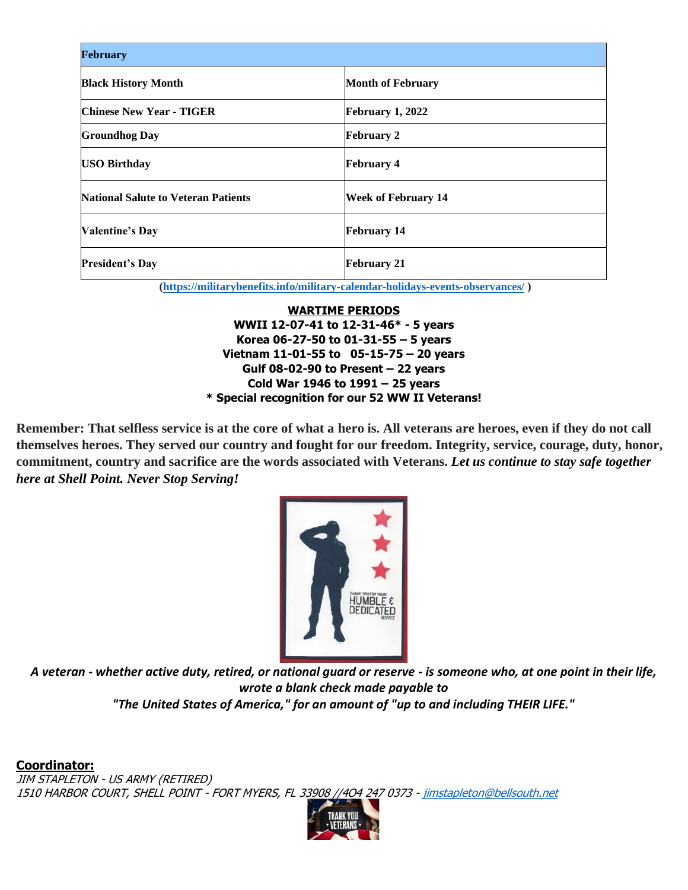| February | |
|---|---|
| **Black History Month** | **Month of February** |
| **Chinese New Year - TIGER** | **February 1, 2022** |
| **Groundhog Day** | **February 2** |
| **USO Birthday** | **February 4** |
| **National Salute to Veteran Patients** | **Week of February 14** |
| **Valentine's Day** | **February 14** |
| **President's Day** | **February 21** |

(https://militarybenefits.info/military-calendar-holidays-events-observances/ )

**WARTIME PERIODS**

**WWII 12-07-41 to 12-31-46* - 5 years**
**Korea 06-27-50 to 01-31-55 – 5 years**
**Vietnam 11-01-55 to 05-15-75 – 20 years**
**Gulf 08-02-90 to Present – 22 years**
**Cold War 1946 to 1991 – 25 years**
*** Special recognition for our 52 WW II Veterans!**

**Remember: That selfless service is at the core of what a hero is. All veterans are heroes, even if they do not call themselves heroes. They served our country and fought for our freedom. Integrity, service, courage, duty, honor, commitment, country and sacrifice are the words associated with Veterans.** ***Let us continue to stay safe together here at Shell Point. Never Stop Serving!***

*A veteran - whether active duty, retired, or national guard or reserve - is someone who, at one point in their life, wrote a blank check made payable to "The United States of America," for an amount of "up to and including THEIR LIFE."*

**Coordinator:**

*JIM STAPLETON - US ARMY (RETIRED)*
*1510 HARBOR COURT, SHELL POINT - FORT MYERS, FL 33908 //404 247 0373 - jimstapleton@bellsouth.net*